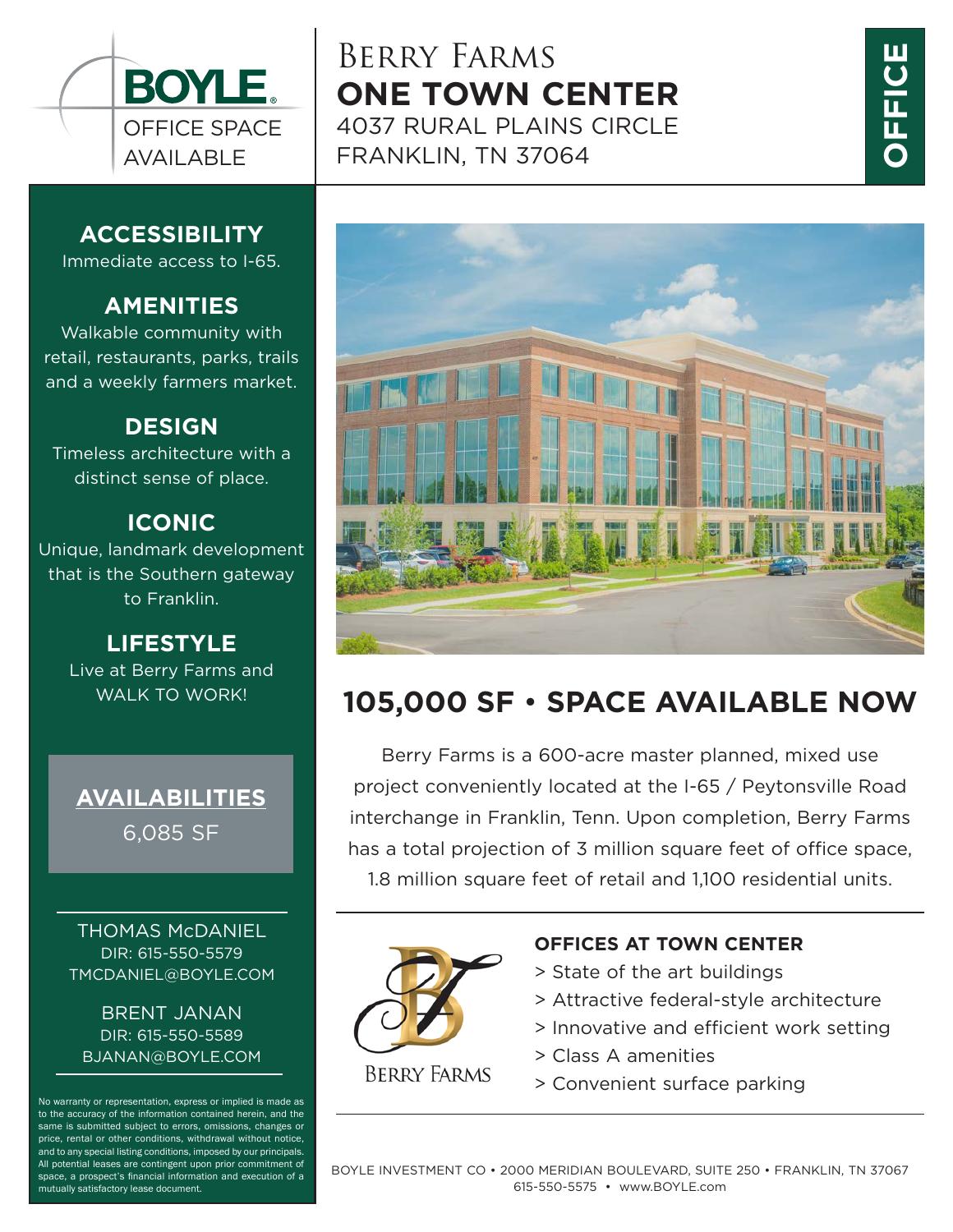BOYLE®
OFFICE SPACE AVAILABLE

# Berry Farms
# ONE TOWN CENTER
4037 RURAL PLAINS CIRCLE
FRANKLIN, TN 37064

**OFFICE**

### ACCESSIBILITY
Immediate access to I-65.

### AMENITIES
Walkable community with retail, restaurants, parks, trails and a weekly farmers market.

### DESIGN
Timeless architecture with a distinct sense of place.

### ICONIC
Unique, landmark development that is the Southern gateway to Franklin.

### LIFESTYLE
Live at Berry Farms and WALK TO WORK!

### AVAILABILITIES
6,085 SF

THOMAS McDANIEL
DIR: 615-550-5579
TMCDANIEL@BOYLE.COM

BRENT JANAN
DIR: 615-550-5589
BJANAN@BOYLE.COM

No warranty or representation, express or implied is made as to the accuracy of the information contained herein, and the same is submitted subject to errors, omissions, changes or price, rental or other conditions, withdrawal without notice, and to any special listing conditions, imposed by our principals. All potential leases are contingent upon prior commitment of space, a prospect's financial information and execution of a mutually satisfactory lease document.

## 105,000 SF • SPACE AVAILABLE NOW

Berry Farms is a 600-acre master planned, mixed use project conveniently located at the I-65 / Peytonsville Road interchange in Franklin, Tenn. Upon completion, Berry Farms has a total projection of 3 million square feet of office space, 1.8 million square feet of retail and 1,100 residential units.

Berry Farms

### OFFICES AT TOWN CENTER
> State of the art buildings
> Attractive federal-style architecture
> Innovative and efficient work setting
> Class A amenities
> Convenient surface parking

BOYLE INVESTMENT CO • 2000 MERIDIAN BOULEVARD, SUITE 250 • FRANKLIN, TN 37067
615-550-5575 • www.BOYLE.com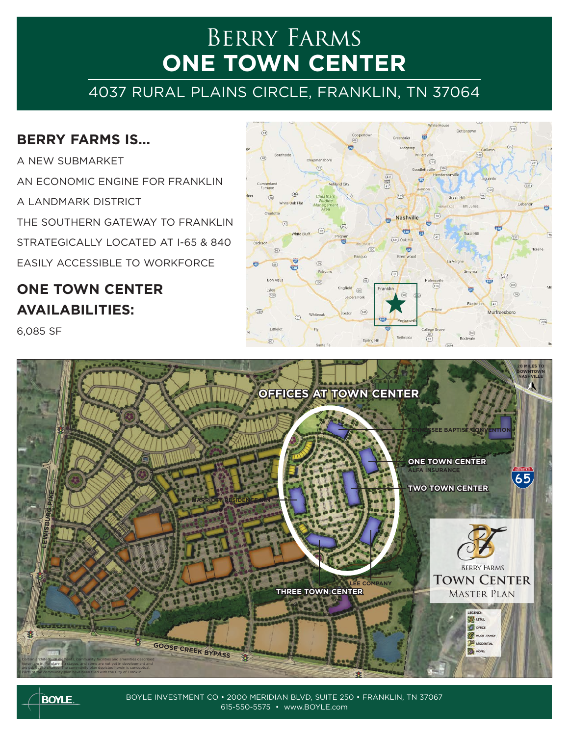# Berry Farms
# ONE TOWN CENTER

## 4037 RURAL PLAINS CIRCLE, FRANKLIN, TN 37064

## BERRY FARMS IS...

A NEW SUBMARKET

AN ECONOMIC ENGINE FOR FRANKLIN

A LANDMARK DISTRICT

THE SOUTHERN GATEWAY TO FRANKLIN

STRATEGICALLY LOCATED AT I-65 & 840

EASILY ACCESSIBLE TO WORKFORCE

## ONE TOWN CENTER AVAILABILITIES:

6,085 SF

OFFICES AT TOWN CENTER

TENNESSEE BAPTIST CONVENTION

ONE TOWN CENTER
ALFA INSURANCE

TWO TOWN CENTER

MARRIOTT RESIDENCE INN

LEE COMPANY

THREE TOWN CENTER

20 MILES TO DOWNTOWN NASHVILLE

LEWISBURG PIKE

GOOSE CREEK BYPASS

BERRY FARMS
TOWN CENTER
MASTER PLAN

LEGEND:
RETAIL
OFFICE
MULTI-FAMILY
RESIDENTIAL
HOTEL

Certain architectural elements, community facilities and amenities described herein are in the planning stages, and some are not yet in development and are subject to change. The community plan depicted herein is conceptual. Parts of the community plan have been filed with the City of Franklin.

BOYLE INVESTMENT CO • 2000 MERIDIAN BLVD, SUITE 250 • FRANKLIN, TN 37067
615-550-5575 • www.BOYLE.com